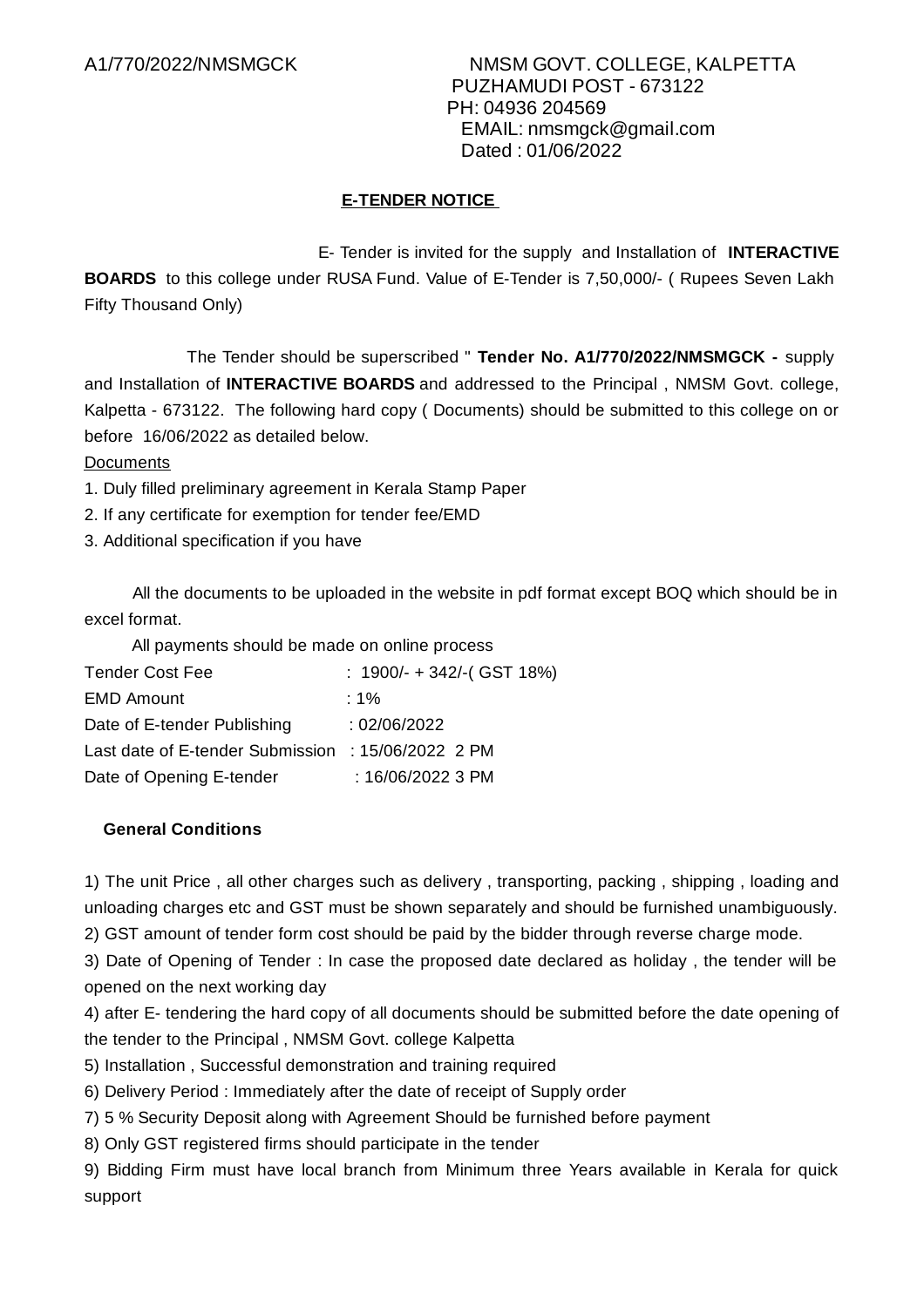A1/770/2022/NMSMGCK

NMSM GOVT. COLLEGE, KALPETTA
PUZHAMUDI POST - 673122
PH: 04936 204569
EMAIL: nmsmgck@gmail.com
Dated : 01/06/2022

## E-TENDER NOTICE

E- Tender is invited for the supply and Installation of **INTERACTIVE BOARDS** to this college under RUSA Fund. Value of E-Tender is 7,50,000/- ( Rupees Seven Lakh Fifty Thousand Only)

The Tender should be superscribed " **Tender No. A1/770/2022/NMSMGCK -** supply and Installation of **INTERACTIVE BOARDS** and addressed to the Principal , NMSM Govt. college, Kalpetta - 673122. The following hard copy ( Documents) should be submitted to this college on or before 16/06/2022 as detailed below.

Documents

1. Duly filled preliminary agreement in Kerala Stamp Paper
2. If any certificate for exemption for tender fee/EMD
3. Additional specification if you have

All the documents to be uploaded in the website in pdf format except BOQ which should be in excel format.

All payments should be made on online process

| | |
|---|---|
| Tender Cost Fee | : 1900/- + 342/-( GST 18%) |
| EMD Amount | : 1% |
| Date of E-tender Publishing | : 02/06/2022 |
| Last date of E-tender Submission | : 15/06/2022 2 PM |
| Date of Opening E-tender | : 16/06/2022 3 PM |

### General Conditions

1) The unit Price , all other charges such as delivery , transporting, packing , shipping , loading and unloading charges etc and GST must be shown separately and should be furnished unambiguously.
2) GST amount of tender form cost should be paid by the bidder through reverse charge mode.
3) Date of Opening of Tender : In case the proposed date declared as holiday , the tender will be opened on the next working day
4) after E- tendering the hard copy of all documents should be submitted before the date opening of the tender to the Principal , NMSM Govt. college Kalpetta
5) Installation , Successful demonstration and training required
6) Delivery Period : Immediately after the date of receipt of Supply order
7) 5 % Security Deposit along with Agreement Should be furnished before payment
8) Only GST registered firms should participate in the tender
9) Bidding Firm must have local branch from Minimum three Years available in Kerala for quick support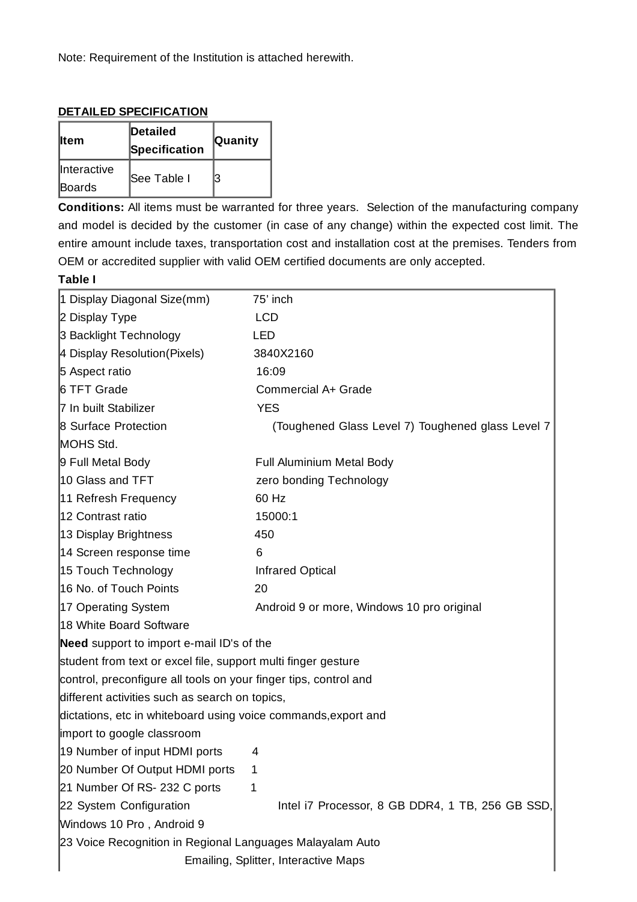Note: Requirement of the Institution is attached herewith.

**DETAILED SPECIFICATION**

| Item | Detailed Specification | Quanity |
|---|---|---|
| Interactive Boards | See Table I | 3 |

**Conditions:** All items must be warranted for three years. Selection of the manufacturing company and model is decided by the customer (in case of any change) within the expected cost limit. The entire amount include taxes, transportation cost and installation cost at the premises. Tenders from OEM or accredited supplier with valid OEM certified documents are only accepted.

**Table I**

| | |
|---|---|
| 1 Display Diagonal Size(mm) | 75' inch |
| 2 Display Type | LCD |
| 3 Backlight Technology | LED |
| 4 Display Resolution(Pixels) | 3840X2160 |
| 5 Aspect ratio | 16:09 |
| 6 TFT Grade | Commercial A+ Grade |
| 7 In built Stabilizer | YES |
| 8 Surface Protection | (Toughened Glass Level 7) Toughened glass Level 7 MOHS Std. |
| 9 Full Metal Body | Full Aluminium Metal Body |
| 10 Glass and TFT | zero bonding Technology |
| 11 Refresh Frequency | 60 Hz |
| 12 Contrast ratio | 15000:1 |
| 13 Display Brightness | 450 |
| 14 Screen response time | 6 |
| 15 Touch Technology | Infrared Optical |
| 16 No. of Touch Points | 20 |
| 17 Operating System | Android 9 or more, Windows 10 pro original |
| 18 White Board Software **Need** support to import e-mail ID's of the student from text or excel file, support multi finger gesture control, preconfigure all tools on your finger tips, control and different activities such as search on topics, dictations, etc in whiteboard using voice commands,export and import to google classroom | |
| 19 Number of input HDMI ports | 4 |
| 20 Number Of Output HDMI ports | 1 |
| 21 Number Of RS- 232 C ports | 1 |
| 22 System Configuration | Intel i7 Processor, 8 GB DDR4, 1 TB, 256 GB SSD, Windows 10 Pro , Android 9 |
| 23 Voice Recognition in Regional Languages Malayalam Auto Emailing, Splitter, Interactive Maps | |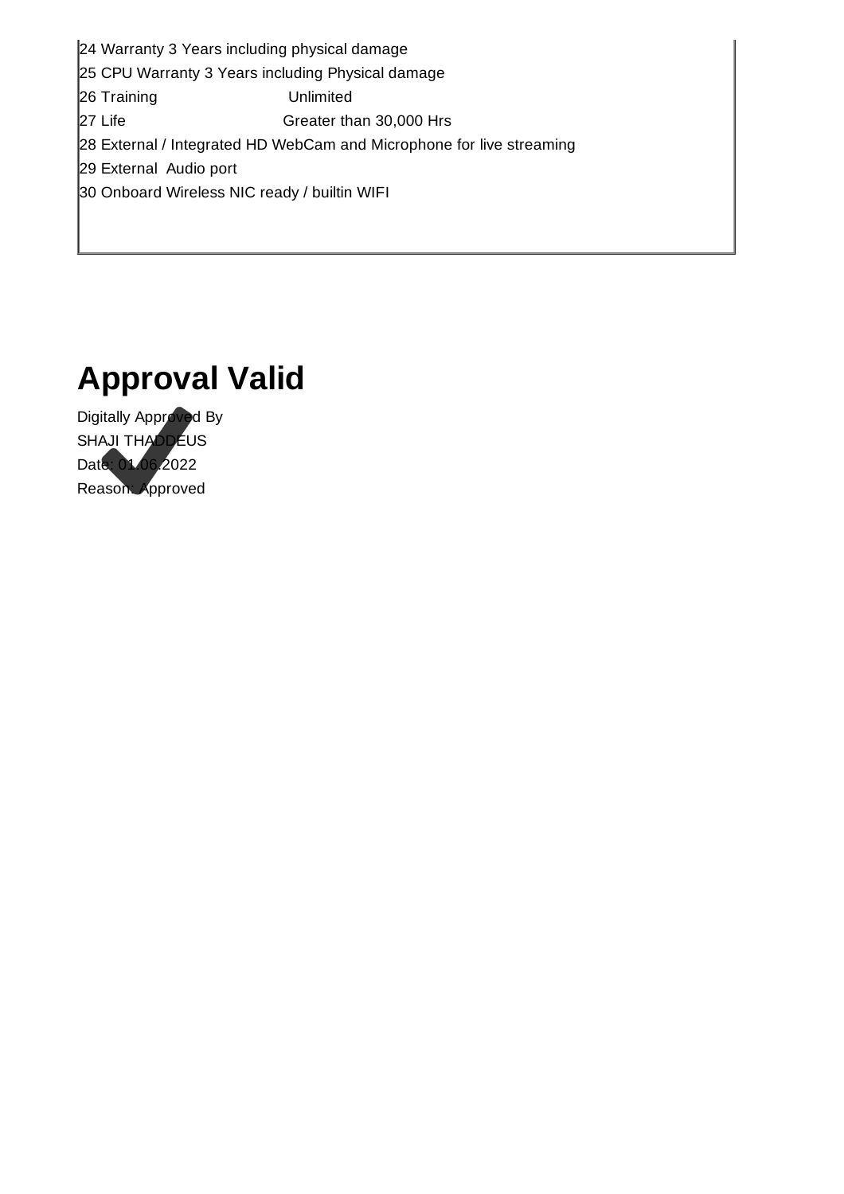24 Warranty 3 Years including physical damage
25 CPU Warranty 3 Years including Physical damage
26 Training Unlimited
27 Life Greater than 30,000 Hrs
28 External / Integrated HD WebCam and Microphone for live streaming
29 External Audio port
30 Onboard Wireless NIC ready / builtin WIFI

# Approval Valid

Digitally Approved By
SHAJI THADDEUS
Date: 01.06.2022
Reason: Approved